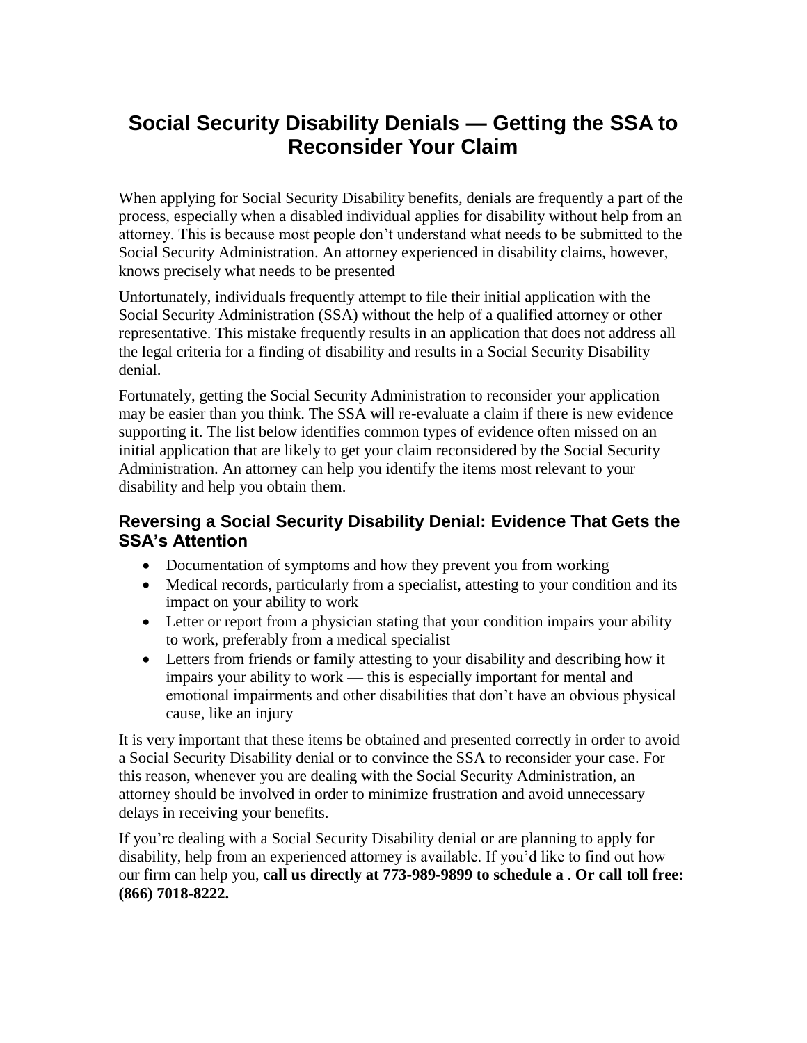# Social Security Disability Denials — Getting the SSA to Reconsider Your Claim

When applying for Social Security Disability benefits, denials are frequently a part of the process, especially when a disabled individual applies for disability without help from an attorney. This is because most people don't understand what needs to be submitted to the Social Security Administration. An attorney experienced in disability claims, however, knows precisely what needs to be presented

Unfortunately, individuals frequently attempt to file their initial application with the Social Security Administration (SSA) without the help of a qualified attorney or other representative. This mistake frequently results in an application that does not address all the legal criteria for a finding of disability and results in a Social Security Disability denial.

Fortunately, getting the Social Security Administration to reconsider your application may be easier than you think. The SSA will re-evaluate a claim if there is new evidence supporting it. The list below identifies common types of evidence often missed on an initial application that are likely to get your claim reconsidered by the Social Security Administration. An attorney can help you identify the items most relevant to your disability and help you obtain them.

## Reversing a Social Security Disability Denial: Evidence That Gets the SSA's Attention

- Documentation of symptoms and how they prevent you from working
- Medical records, particularly from a specialist, attesting to your condition and its impact on your ability to work
- Letter or report from a physician stating that your condition impairs your ability to work, preferably from a medical specialist
- Letters from friends or family attesting to your disability and describing how it impairs your ability to work — this is especially important for mental and emotional impairments and other disabilities that don't have an obvious physical cause, like an injury

It is very important that these items be obtained and presented correctly in order to avoid a Social Security Disability denial or to convince the SSA to reconsider your case. For this reason, whenever you are dealing with the Social Security Administration, an attorney should be involved in order to minimize frustration and avoid unnecessary delays in receiving your benefits.

If you're dealing with a Social Security Disability denial or are planning to apply for disability, help from an experienced attorney is available. If you'd like to find out how our firm can help you, **call us directly at 773-989-9899 to schedule a** . **Or call toll free: (866) 7018-8222.**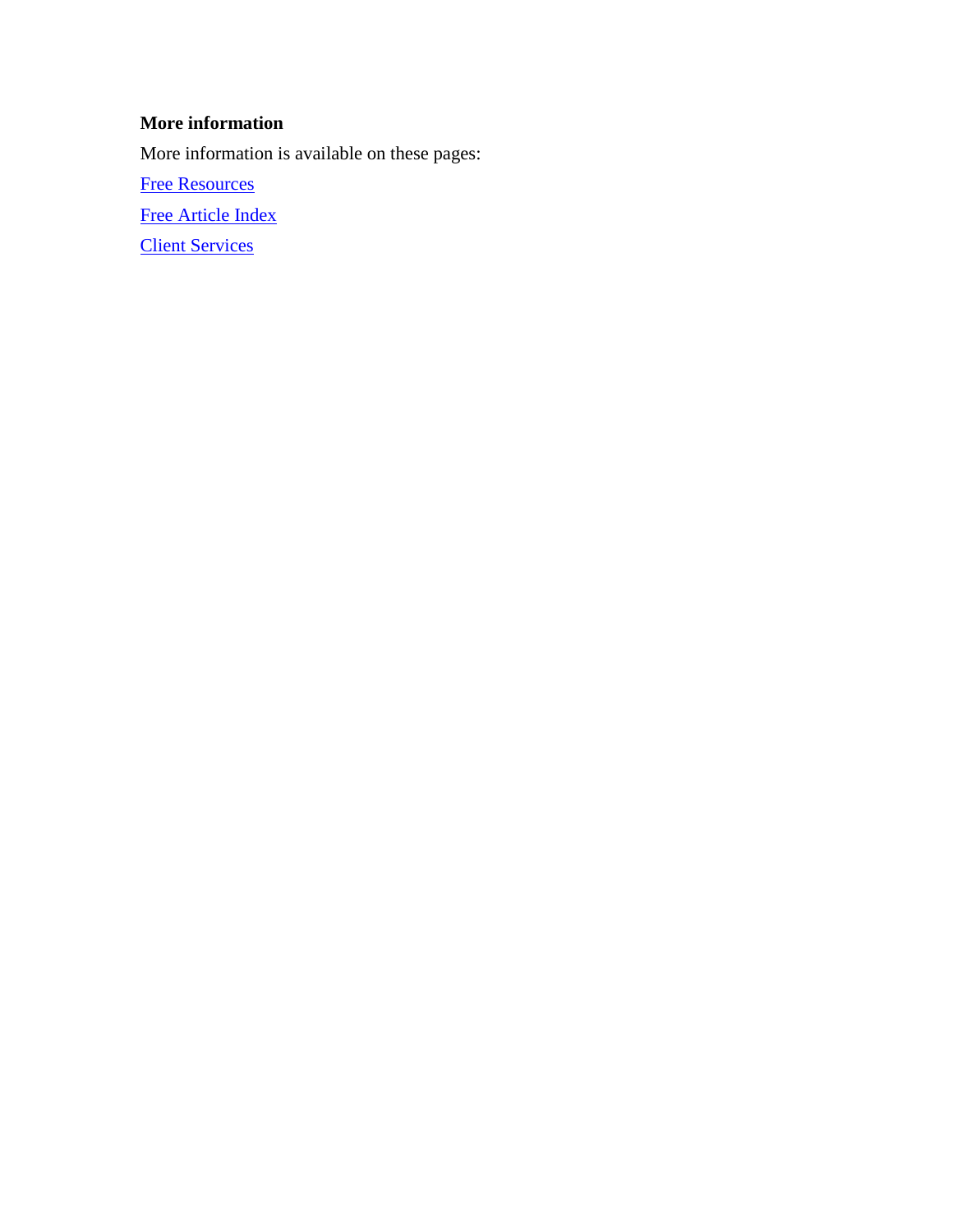**More information**

More information is available on these pages:

Free Resources

Free Article Index

Client Services